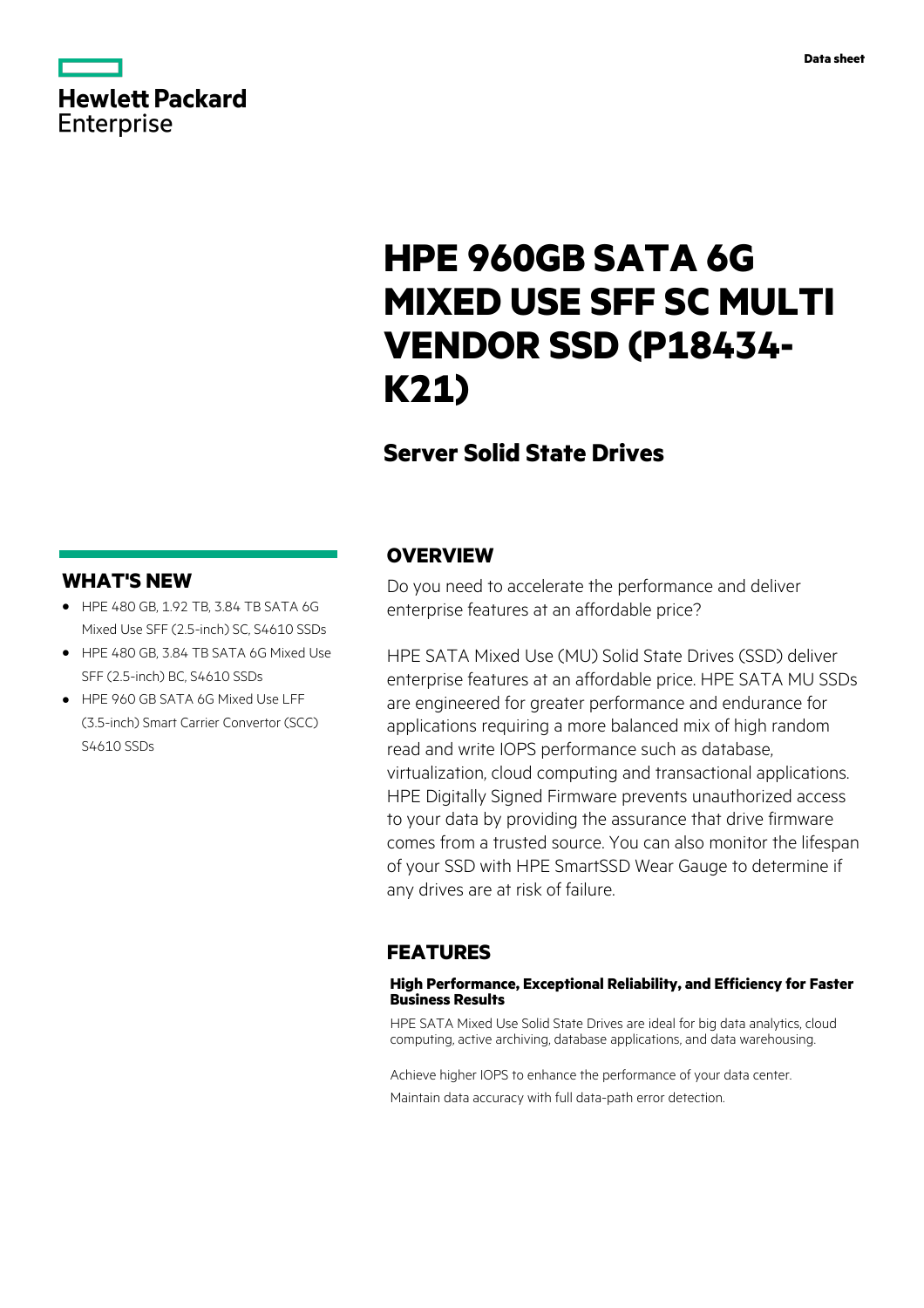Hewlett Packard Enterprise

Data sheet

# HPE 960GB SATA 6G MIXED USE SFF SC MULTI VENDOR SSD (P18434-K21)

## Server Solid State Drives

## WHAT'S NEW

- HPE 480 GB, 1.92 TB, 3.84 TB SATA 6G Mixed Use SFF (2.5-inch) SC, S4610 SSDs
- HPE 480 GB, 3.84 TB SATA 6G Mixed Use SFF (2.5-inch) BC, S4610 SSDs
- HPE 960 GB SATA 6G Mixed Use LFF (3.5-inch) Smart Carrier Convertor (SCC) S4610 SSDs

## OVERVIEW

Do you need to accelerate the performance and deliver enterprise features at an affordable price?

HPE SATA Mixed Use (MU) Solid State Drives (SSD) deliver enterprise features at an affordable price. HPE SATA MU SSDs are engineered for greater performance and endurance for applications requiring a more balanced mix of high random read and write IOPS performance such as database, virtualization, cloud computing and transactional applications. HPE Digitally Signed Firmware prevents unauthorized access to your data by providing the assurance that drive firmware comes from a trusted source. You can also monitor the lifespan of your SSD with HPE SmartSSD Wear Gauge to determine if any drives are at risk of failure.

## FEATURES

### High Performance, Exceptional Reliability, and Efficiency for Faster Business Results

HPE SATA Mixed Use Solid State Drives are ideal for big data analytics, cloud computing, active archiving, database applications, and data warehousing.

Achieve higher IOPS to enhance the performance of your data center.

Maintain data accuracy with full data-path error detection.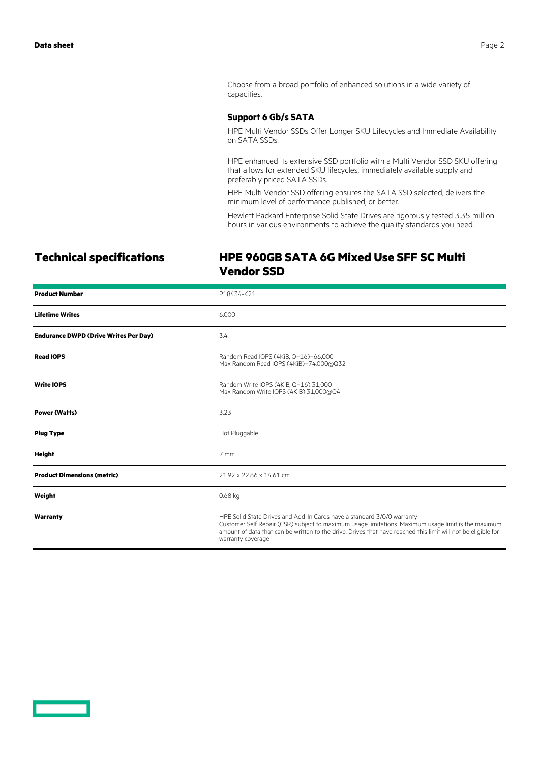Choose from a broad portfolio of enhanced solutions in a wide variety of capacities.

### Support 6 Gb/s SATA

HPE Multi Vendor SSDs Offer Longer SKU Lifecycles and Immediate Availability on SATA SSDs.

HPE enhanced its extensive SSD portfolio with a Multi Vendor SSD SKU offering that allows for extended SKU lifecycles, immediately available supply and preferably priced SATA SSDs.

HPE Multi Vendor SSD offering ensures the SATA SSD selected, delivers the minimum level of performance published, or better.

Hewlett Packard Enterprise Solid State Drives are rigorously tested 3.35 million hours in various environments to achieve the quality standards you need.

## Technical specifications

## HPE 960GB SATA 6G Mixed Use SFF SC Multi Vendor SSD

| | |
|---|---|
| **Product Number** | P18434-K21 |
| **Lifetime Writes** | 6,000 |
| **Endurance DWPD (Drive Writes Per Day)** | 3.4 |
| **Read IOPS** | Random Read IOPS (4KiB, Q=16)=66,000<br>Max Random Read IOPS (4KiB)=74,000@Q32 |
| **Write IOPS** | Random Write IOPS (4KiB, Q=16) 31,000<br>Max Random Write IOPS (4KiB) 31,000@Q4 |
| **Power (Watts)** | 3.23 |
| **Plug Type** | Hot Pluggable |
| **Height** | 7 mm |
| **Product Dimensions (metric)** | 21.92 x 22.86 x 14.61 cm |
| **Weight** | 0.68 kg |
| **Warranty** | HPE Solid State Drives and Add-In Cards have a standard 3/0/0 warranty<br>Customer Self Repair (CSR) subject to maximum usage limitations. Maximum usage limit is the maximum amount of data that can be written to the drive. Drives that have reached this limit will not be eligible for warranty coverage |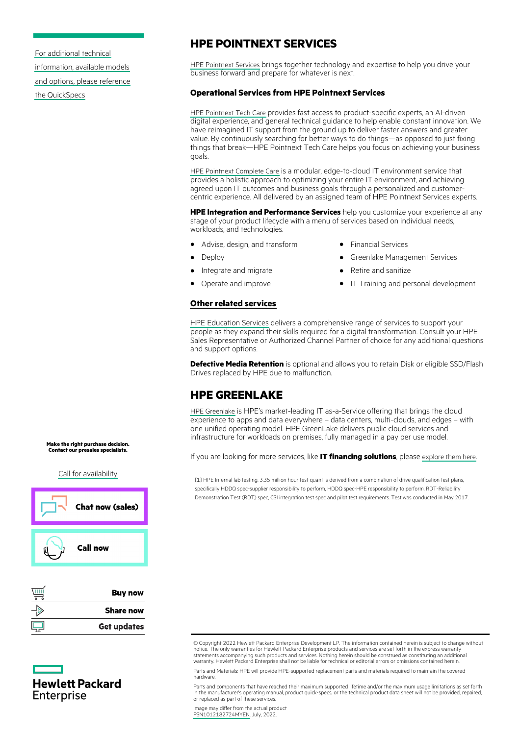For additional technical information, available models and options, please reference the QuickSpecs

## HPE POINTNEXT SERVICES

HPE Pointnext Services brings together technology and expertise to help you drive your business forward and prepare for whatever is next.

### Operational Services from HPE Pointnext Services

HPE Pointnext Tech Care provides fast access to product-specific experts, an AI-driven digital experience, and general technical guidance to help enable constant innovation. We have reimagined IT support from the ground up to deliver faster answers and greater value. By continuously searching for better ways to do things—as opposed to just fixing things that break—HPE Pointnext Tech Care helps you focus on achieving your business goals.

HPE Pointnext Complete Care is a modular, edge-to-cloud IT environment service that provides a holistic approach to optimizing your entire IT environment, and achieving agreed upon IT outcomes and business goals through a personalized and customer-centric experience. All delivered by an assigned team of HPE Pointnext Services experts.

**HPE Integration and Performance Services** help you customize your experience at any stage of your product lifecycle with a menu of services based on individual needs, workloads, and technologies.

- Advise, design, and transform
- Deploy
- Integrate and migrate
- Operate and improve
- Financial Services
- Greenlake Management Services
- Retire and sanitize
- IT Training and personal development

### Other related services

HPE Education Services delivers a comprehensive range of services to support your people as they expand their skills required for a digital transformation. Consult your HPE Sales Representative or Authorized Channel Partner of choice for any additional questions and support options.

**Defective Media Retention** is optional and allows you to retain Disk or eligible SSD/Flash Drives replaced by HPE due to malfunction.

## HPE GREENLAKE

HPE Greenlake is HPE's market-leading IT as-a-Service offering that brings the cloud experience to apps and data everywhere – data centers, multi-clouds, and edges – with one unified operating model. HPE GreenLake delivers public cloud services and infrastructure for workloads on premises, fully managed in a pay per use model.

If you are looking for more services, like **IT financing solutions**, please explore them here.

[1] HPE Internal lab testing. 3.35 million hour test quant is derived from a combination of drive qualification test plans, specifically HDDQ spec-supplier responsibility to perform, HDDQ spec-HPE responsibility to perform, RDT-Reliability Demonstration Test (RDT) spec, CSI integration test spec and pilot test requirements. Test was conducted in May 2017.

**Make the right purchase decision. Contact our presales specialists.**

Call for availability

**Chat now (sales)**

**Call now**

**Buy now**

**Share now**

**Get updates**

Hewlett Packard Enterprise

© Copyright 2022 Hewlett Packard Enterprise Development LP. The information contained herein is subject to change without notice. The only warranties for Hewlett Packard Enterprise products and services are set forth in the express warranty statements accompanying such products and services. Nothing herein should be construed as constituting an additional warranty. Hewlett Packard Enterprise shall not be liable for technical or editorial errors or omissions contained herein.

Parts and Materials: HPE will provide HPE-supported replacement parts and materials required to maintain the covered hardware.

Parts and components that have reached their maximum supported lifetime and/or the maximum usage limitations as set forth in the manufacturer's operating manual, product quick-specs, or the technical product data sheet will not be provided, repaired, or replaced as part of these services.

Image may differ from the actual product

PSN1012182724MYEN, July, 2022.